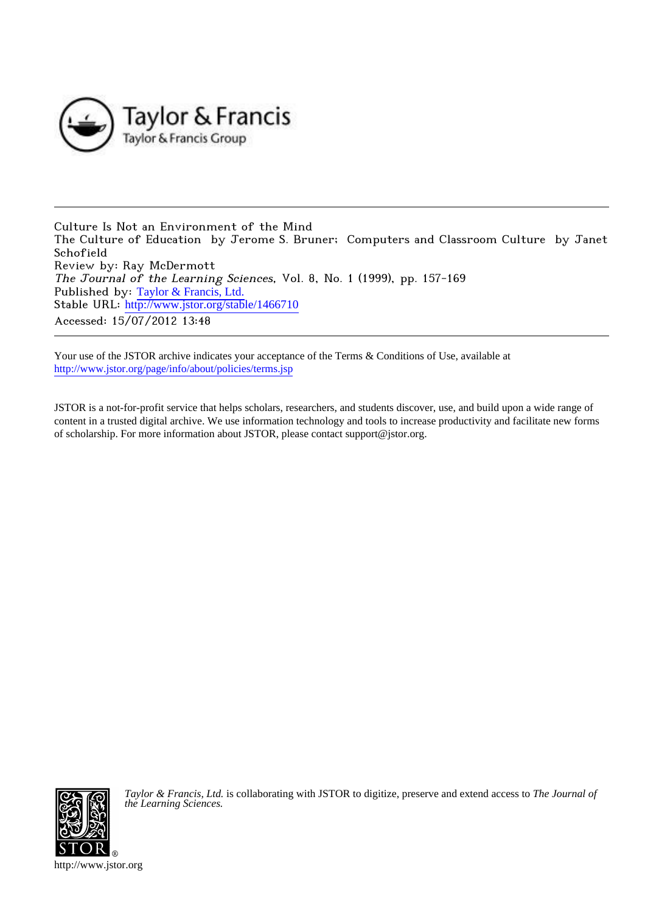Taylor & Francis
Taylor & Francis Group

---

Culture Is Not an Environment of the Mind
The Culture of Education by Jerome S. Bruner; Computers and Classroom Culture by Janet Schofield
Review by: Ray McDermott
*The Journal of the Learning Sciences*, Vol. 8, No. 1 (1999), pp. 157-169
Published by: Taylor & Francis, Ltd.
Stable URL: http://www.jstor.org/stable/1466710
Accessed: 15/07/2012 13:48

---

Your use of the JSTOR archive indicates your acceptance of the Terms & Conditions of Use, available at
http://www.jstor.org/page/info/about/policies/terms.jsp

JSTOR is a not-for-profit service that helps scholars, researchers, and students discover, use, and build upon a wide range of content in a trusted digital archive. We use information technology and tools to increase productivity and facilitate new forms of scholarship. For more information about JSTOR, please contact support@jstor.org.

*Taylor & Francis, Ltd.* is collaborating with JSTOR to digitize, preserve and extend access to *The Journal of the Learning Sciences.*

http://www.jstor.org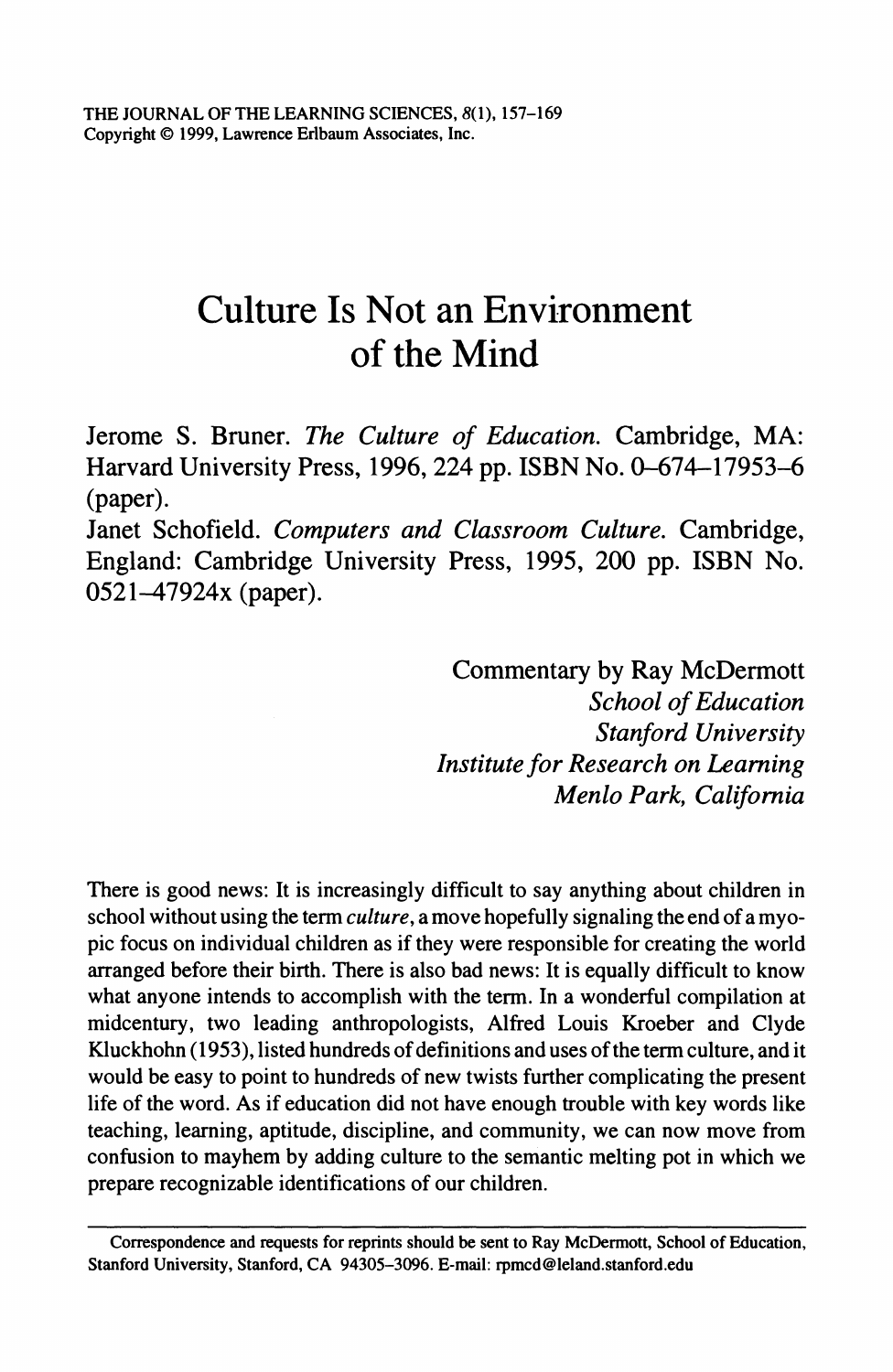# Culture Is Not an Environment of the Mind

Jerome S. Bruner. *The Culture of Education.* Cambridge, MA: Harvard University Press, 1996, 224 pp. ISBN No. 0–674–17953–6 (paper).

Janet Schofield. *Computers and Classroom Culture.* Cambridge, England: Cambridge University Press, 1995, 200 pp. ISBN No. 0521–47924x (paper).

Commentary by Ray McDermott
*School of Education*
*Stanford University*
*Institute for Research on Learning*
*Menlo Park, California*

There is good news: It is increasingly difficult to say anything about children in school without using the term *culture*, a move hopefully signaling the end of a myopic focus on individual children as if they were responsible for creating the world arranged before their birth. There is also bad news: It is equally difficult to know what anyone intends to accomplish with the term. In a wonderful compilation at midcentury, two leading anthropologists, Alfred Louis Kroeber and Clyde Kluckhohn (1953), listed hundreds of definitions and uses of the term culture, and it would be easy to point to hundreds of new twists further complicating the present life of the word. As if education did not have enough trouble with key words like teaching, learning, aptitude, discipline, and community, we can now move from confusion to mayhem by adding culture to the semantic melting pot in which we prepare recognizable identifications of our children.

---

Correspondence and requests for reprints should be sent to Ray McDermott, School of Education, Stanford University, Stanford, CA 94305–3096. E-mail: rpmcd@leland.stanford.edu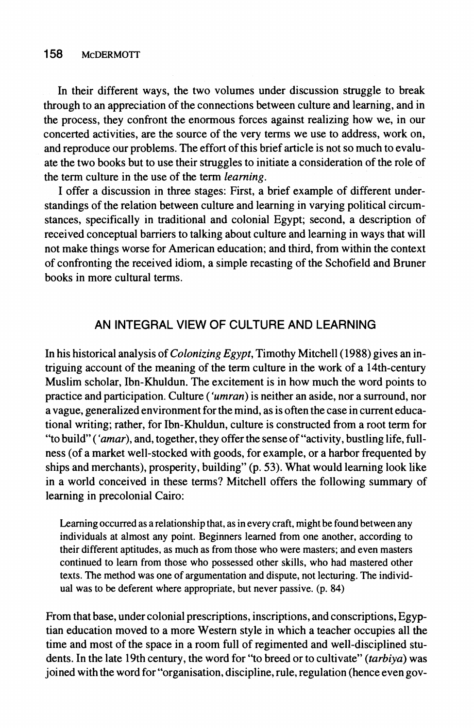In their different ways, the two volumes under discussion struggle to break through to an appreciation of the connections between culture and learning, and in the process, they confront the enormous forces against realizing how we, in our concerted activities, are the source of the very terms we use to address, work on, and reproduce our problems. The effort of this brief article is not so much to evaluate the two books but to use their struggles to initiate a consideration of the role of the term culture in the use of the term *learning*.

I offer a discussion in three stages: First, a brief example of different understandings of the relation between culture and learning in varying political circumstances, specifically in traditional and colonial Egypt; second, a description of received conceptual barriers to talking about culture and learning in ways that will not make things worse for American education; and third, from within the context of confronting the received idiom, a simple recasting of the Schofield and Bruner books in more cultural terms.

## AN INTEGRAL VIEW OF CULTURE AND LEARNING

In his historical analysis of *Colonizing Egypt*, Timothy Mitchell (1988) gives an intriguing account of the meaning of the term culture in the work of a 14th-century Muslim scholar, Ibn-Khuldun. The excitement is in how much the word points to practice and participation. Culture (*'umran*) is neither an aside, nor a surround, nor a vague, generalized environment for the mind, as is often the case in current educational writing; rather, for Ibn-Khuldun, culture is constructed from a root term for "to build" (*'amar*), and, together, they offer the sense of "activity, bustling life, fullness (of a market well-stocked with goods, for example, or a harbor frequented by ships and merchants), prosperity, building" (p. 53). What would learning look like in a world conceived in these terms? Mitchell offers the following summary of learning in precolonial Cairo:

> Learning occurred as a relationship that, as in every craft, might be found between any individuals at almost any point. Beginners learned from one another, according to their different aptitudes, as much as from those who were masters; and even masters continued to learn from those who possessed other skills, who had mastered other texts. The method was one of argumentation and dispute, not lecturing. The individual was to be deferent where appropriate, but never passive. (p. 84)

From that base, under colonial prescriptions, inscriptions, and conscriptions, Egyptian education moved to a more Western style in which a teacher occupies all the time and most of the space in a room full of regimented and well-disciplined students. In the late 19th century, the word for "to breed or to cultivate" (*tarbiya*) was joined with the word for "organisation, discipline, rule, regulation (hence even gov-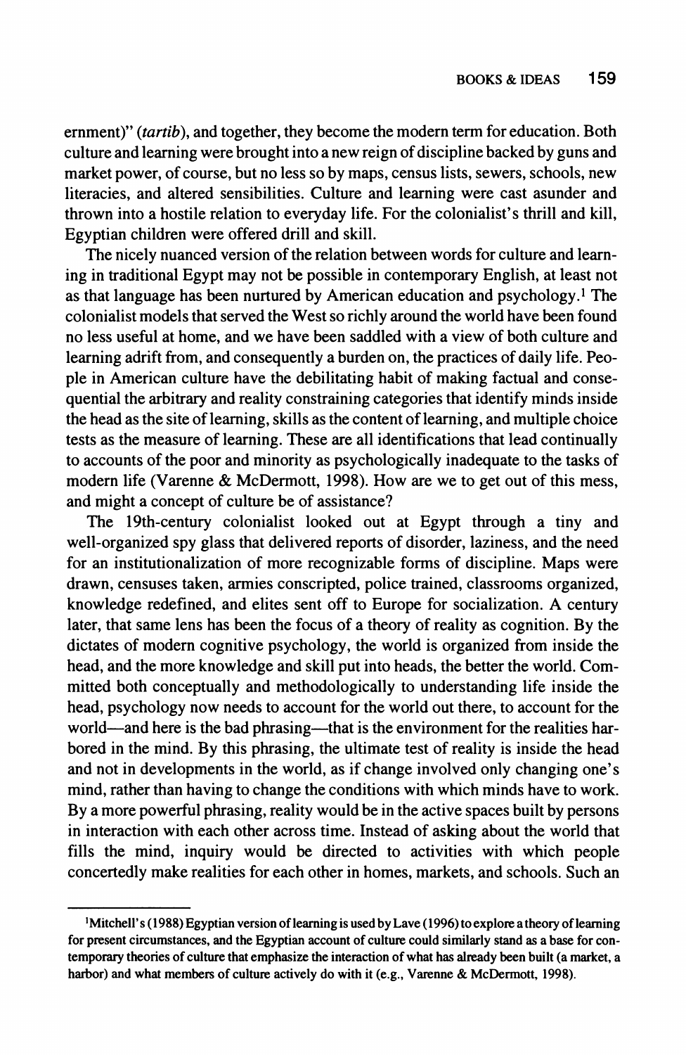ernment)" (*tartib*), and together, they become the modern term for education. Both culture and learning were brought into a new reign of discipline backed by guns and market power, of course, but no less so by maps, census lists, sewers, schools, new literacies, and altered sensibilities. Culture and learning were cast asunder and thrown into a hostile relation to everyday life. For the colonialist's thrill and kill, Egyptian children were offered drill and skill.

The nicely nuanced version of the relation between words for culture and learning in traditional Egypt may not be possible in contemporary English, at least not as that language has been nurtured by American education and psychology.[1] The colonialist models that served the West so richly around the world have been found no less useful at home, and we have been saddled with a view of both culture and learning adrift from, and consequently a burden on, the practices of daily life. People in American culture have the debilitating habit of making factual and consequential the arbitrary and reality constraining categories that identify minds inside the head as the site of learning, skills as the content of learning, and multiple choice tests as the measure of learning. These are all identifications that lead continually to accounts of the poor and minority as psychologically inadequate to the tasks of modern life (Varenne & McDermott, 1998). How are we to get out of this mess, and might a concept of culture be of assistance?

The 19th-century colonialist looked out at Egypt through a tiny and well-organized spy glass that delivered reports of disorder, laziness, and the need for an institutionalization of more recognizable forms of discipline. Maps were drawn, censuses taken, armies conscripted, police trained, classrooms organized, knowledge redefined, and elites sent off to Europe for socialization. A century later, that same lens has been the focus of a theory of reality as cognition. By the dictates of modern cognitive psychology, the world is organized from inside the head, and the more knowledge and skill put into heads, the better the world. Committed both conceptually and methodologically to understanding life inside the head, psychology now needs to account for the world out there, to account for the world—and here is the bad phrasing—that is the environment for the realities harbored in the mind. By this phrasing, the ultimate test of reality is inside the head and not in developments in the world, as if change involved only changing one's mind, rather than having to change the conditions with which minds have to work. By a more powerful phrasing, reality would be in the active spaces built by persons in interaction with each other across time. Instead of asking about the world that fills the mind, inquiry would be directed to activities with which people concertedly make realities for each other in homes, markets, and schools. Such an

[1]Mitchell's (1988) Egyptian version of learning is used by Lave (1996) to explore a theory of learning for present circumstances, and the Egyptian account of culture could similarly stand as a base for contemporary theories of culture that emphasize the interaction of what has already been built (a market, a harbor) and what members of culture actively do with it (e.g., Varenne & McDermott, 1998).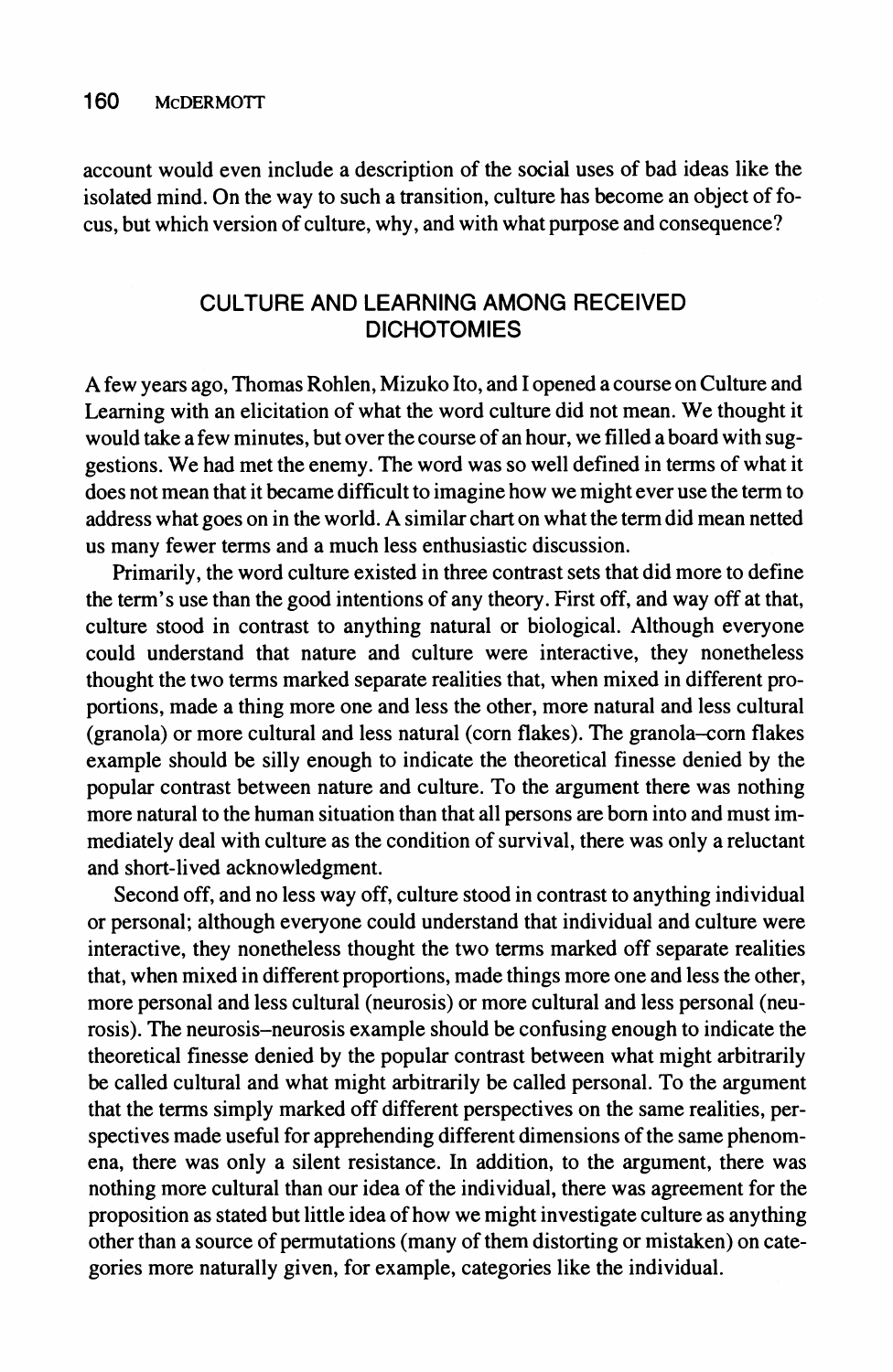account would even include a description of the social uses of bad ideas like the isolated mind. On the way to such a transition, culture has become an object of focus, but which version of culture, why, and with what purpose and consequence?

## CULTURE AND LEARNING AMONG RECEIVED DICHOTOMIES

A few years ago, Thomas Rohlen, Mizuko Ito, and I opened a course on Culture and Learning with an elicitation of what the word culture did not mean. We thought it would take a few minutes, but over the course of an hour, we filled a board with suggestions. We had met the enemy. The word was so well defined in terms of what it does not mean that it became difficult to imagine how we might ever use the term to address what goes on in the world. A similar chart on what the term did mean netted us many fewer terms and a much less enthusiastic discussion.

Primarily, the word culture existed in three contrast sets that did more to define the term's use than the good intentions of any theory. First off, and way off at that, culture stood in contrast to anything natural or biological. Although everyone could understand that nature and culture were interactive, they nonetheless thought the two terms marked separate realities that, when mixed in different proportions, made a thing more one and less the other, more natural and less cultural (granola) or more cultural and less natural (corn flakes). The granola–corn flakes example should be silly enough to indicate the theoretical finesse denied by the popular contrast between nature and culture. To the argument there was nothing more natural to the human situation than that all persons are born into and must immediately deal with culture as the condition of survival, there was only a reluctant and short-lived acknowledgment.

Second off, and no less way off, culture stood in contrast to anything individual or personal; although everyone could understand that individual and culture were interactive, they nonetheless thought the two terms marked off separate realities that, when mixed in different proportions, made things more one and less the other, more personal and less cultural (neurosis) or more cultural and less personal (neurosis). The neurosis–neurosis example should be confusing enough to indicate the theoretical finesse denied by the popular contrast between what might arbitrarily be called cultural and what might arbitrarily be called personal. To the argument that the terms simply marked off different perspectives on the same realities, perspectives made useful for apprehending different dimensions of the same phenomena, there was only a silent resistance. In addition, to the argument, there was nothing more cultural than our idea of the individual, there was agreement for the proposition as stated but little idea of how we might investigate culture as anything other than a source of permutations (many of them distorting or mistaken) on categories more naturally given, for example, categories like the individual.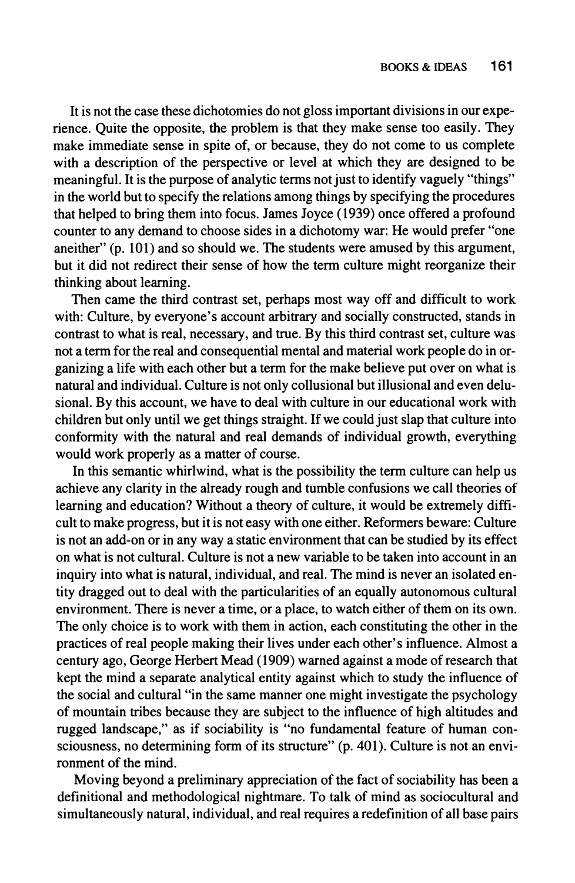It is not the case these dichotomies do not gloss important divisions in our experience. Quite the opposite, the problem is that they make sense too easily. They make immediate sense in spite of, or because, they do not come to us complete with a description of the perspective or level at which they are designed to be meaningful. It is the purpose of analytic terms not just to identify vaguely "things" in the world but to specify the relations among things by specifying the procedures that helped to bring them into focus. James Joyce (1939) once offered a profound counter to any demand to choose sides in a dichotomy war: He would prefer "one aneither" (p. 101) and so should we. The students were amused by this argument, but it did not redirect their sense of how the term culture might reorganize their thinking about learning.

Then came the third contrast set, perhaps most way off and difficult to work with: Culture, by everyone's account arbitrary and socially constructed, stands in contrast to what is real, necessary, and true. By this third contrast set, culture was not a term for the real and consequential mental and material work people do in organizing a life with each other but a term for the make believe put over on what is natural and individual. Culture is not only collusional but illusional and even delusional. By this account, we have to deal with culture in our educational work with children but only until we get things straight. If we could just slap that culture into conformity with the natural and real demands of individual growth, everything would work properly as a matter of course.

In this semantic whirlwind, what is the possibility the term culture can help us achieve any clarity in the already rough and tumble confusions we call theories of learning and education? Without a theory of culture, it would be extremely difficult to make progress, but it is not easy with one either. Reformers beware: Culture is not an add-on or in any way a static environment that can be studied by its effect on what is not cultural. Culture is not a new variable to be taken into account in an inquiry into what is natural, individual, and real. The mind is never an isolated entity dragged out to deal with the particularities of an equally autonomous cultural environment. There is never a time, or a place, to watch either of them on its own. The only choice is to work with them in action, each constituting the other in the practices of real people making their lives under each other's influence. Almost a century ago, George Herbert Mead (1909) warned against a mode of research that kept the mind a separate analytical entity against which to study the influence of the social and cultural "in the same manner one might investigate the psychology of mountain tribes because they are subject to the influence of high altitudes and rugged landscape," as if sociability is "no fundamental feature of human consciousness, no determining form of its structure" (p. 401). Culture is not an environment of the mind.

Moving beyond a preliminary appreciation of the fact of sociability has been a definitional and methodological nightmare. To talk of mind as sociocultural and simultaneously natural, individual, and real requires a redefinition of all base pairs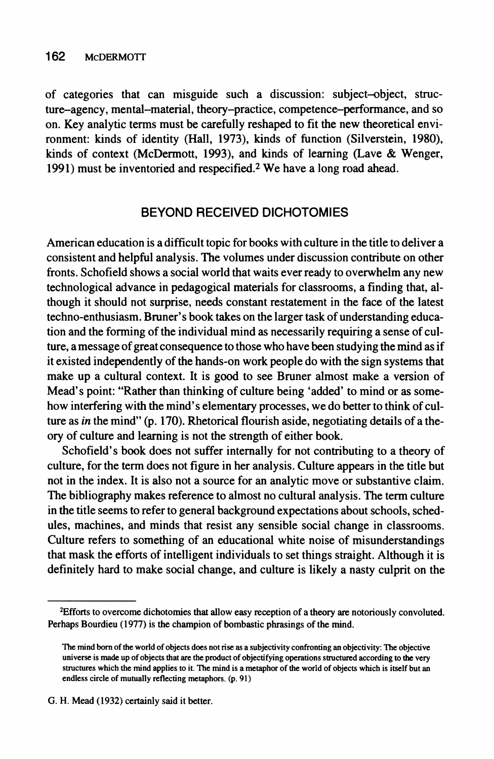of categories that can misguide such a discussion: subject–object, structure–agency, mental–material, theory–practice, competence–performance, and so on. Key analytic terms must be carefully reshaped to fit the new theoretical environment: kinds of identity (Hall, 1973), kinds of function (Silverstein, 1980), kinds of context (McDermott, 1993), and kinds of learning (Lave & Wenger, 1991) must be inventoried and respecified.[2] We have a long road ahead.

## BEYOND RECEIVED DICHOTOMIES

American education is a difficult topic for books with culture in the title to deliver a consistent and helpful analysis. The volumes under discussion contribute on other fronts. Schofield shows a social world that waits ever ready to overwhelm any new technological advance in pedagogical materials for classrooms, a finding that, although it should not surprise, needs constant restatement in the face of the latest techno-enthusiasm. Bruner's book takes on the larger task of understanding education and the forming of the individual mind as necessarily requiring a sense of culture, a message of great consequence to those who have been studying the mind as if it existed independently of the hands-on work people do with the sign systems that make up a cultural context. It is good to see Bruner almost make a version of Mead's point: "Rather than thinking of culture being 'added' to mind or as somehow interfering with the mind's elementary processes, we do better to think of culture as *in* the mind" (p. 170). Rhetorical flourish aside, negotiating details of a theory of culture and learning is not the strength of either book.

Schofield's book does not suffer internally for not contributing to a theory of culture, for the term does not figure in her analysis. Culture appears in the title but not in the index. It is also not a source for an analytic move or substantive claim. The bibliography makes reference to almost no cultural analysis. The term culture in the title seems to refer to general background expectations about schools, schedules, machines, and minds that resist any sensible social change in classrooms. Culture refers to something of an educational white noise of misunderstandings that mask the efforts of intelligent individuals to set things straight. Although it is definitely hard to make social change, and culture is likely a nasty culprit on the

---

[2] Efforts to overcome dichotomies that allow easy reception of a theory are notoriously convoluted. Perhaps Bourdieu (1977) is the champion of bombastic phrasings of the mind.

> The mind born of the world of objects does not rise as a subjectivity confronting an objectivity: The objective universe is made up of objects that are the product of objectifying operations structured according to the very structures which the mind applies to it. The mind is a metaphor of the world of objects which is itself but an endless circle of mutually reflecting metaphors. (p. 91)

G. H. Mead (1932) certainly said it better.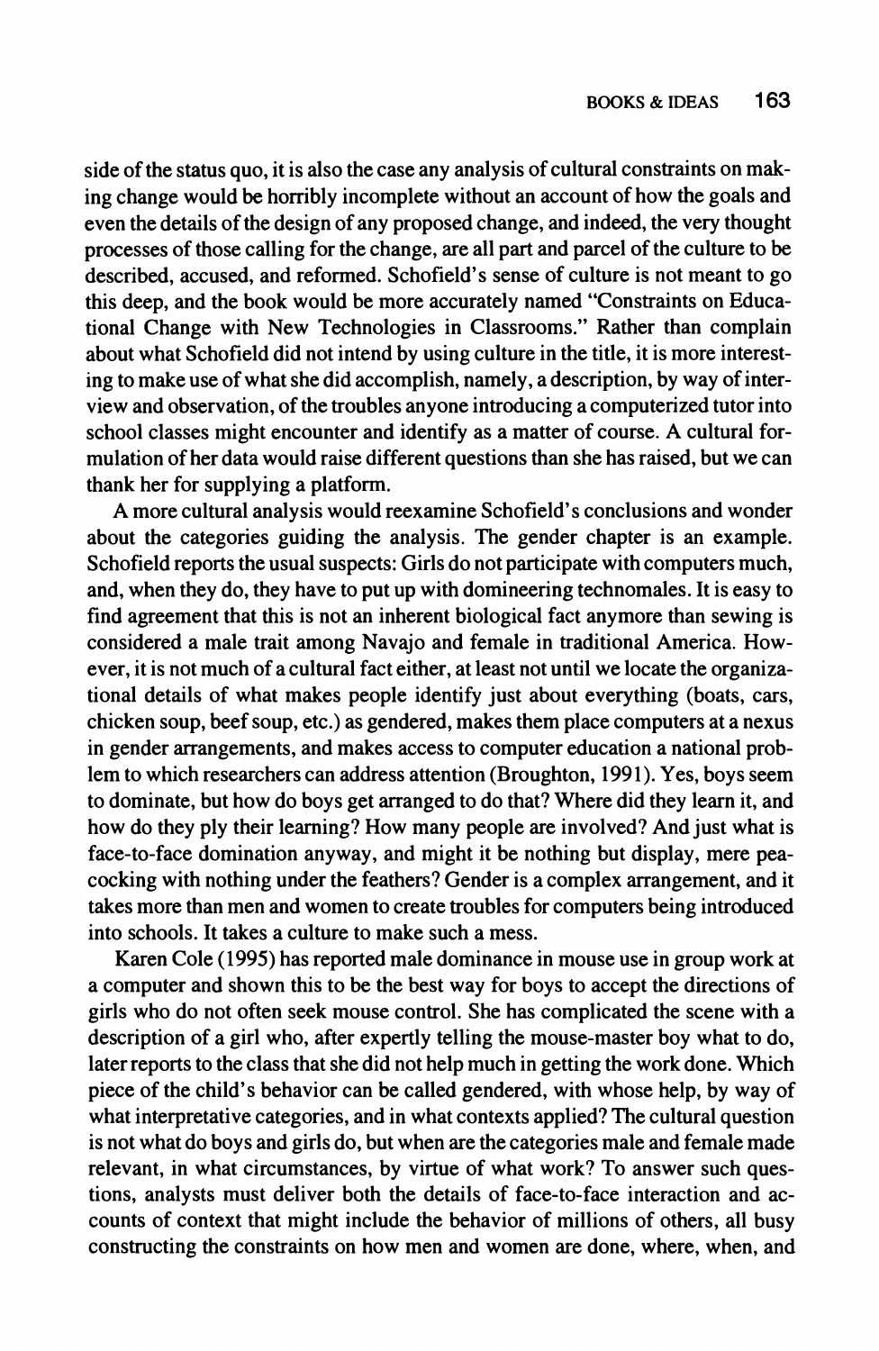side of the status quo, it is also the case any analysis of cultural constraints on making change would be horribly incomplete without an account of how the goals and even the details of the design of any proposed change, and indeed, the very thought processes of those calling for the change, are all part and parcel of the culture to be described, accused, and reformed. Schofield's sense of culture is not meant to go this deep, and the book would be more accurately named "Constraints on Educational Change with New Technologies in Classrooms." Rather than complain about what Schofield did not intend by using culture in the title, it is more interesting to make use of what she did accomplish, namely, a description, by way of interview and observation, of the troubles anyone introducing a computerized tutor into school classes might encounter and identify as a matter of course. A cultural formulation of her data would raise different questions than she has raised, but we can thank her for supplying a platform.

A more cultural analysis would reexamine Schofield's conclusions and wonder about the categories guiding the analysis. The gender chapter is an example. Schofield reports the usual suspects: Girls do not participate with computers much, and, when they do, they have to put up with domineering technomales. It is easy to find agreement that this is not an inherent biological fact anymore than sewing is considered a male trait among Navajo and female in traditional America. However, it is not much of a cultural fact either, at least not until we locate the organizational details of what makes people identify just about everything (boats, cars, chicken soup, beef soup, etc.) as gendered, makes them place computers at a nexus in gender arrangements, and makes access to computer education a national problem to which researchers can address attention (Broughton, 1991). Yes, boys seem to dominate, but how do boys get arranged to do that? Where did they learn it, and how do they ply their learning? How many people are involved? And just what is face-to-face domination anyway, and might it be nothing but display, mere peacocking with nothing under the feathers? Gender is a complex arrangement, and it takes more than men and women to create troubles for computers being introduced into schools. It takes a culture to make such a mess.

Karen Cole (1995) has reported male dominance in mouse use in group work at a computer and shown this to be the best way for boys to accept the directions of girls who do not often seek mouse control. She has complicated the scene with a description of a girl who, after expertly telling the mouse-master boy what to do, later reports to the class that she did not help much in getting the work done. Which piece of the child's behavior can be called gendered, with whose help, by way of what interpretative categories, and in what contexts applied? The cultural question is not what do boys and girls do, but when are the categories male and female made relevant, in what circumstances, by virtue of what work? To answer such questions, analysts must deliver both the details of face-to-face interaction and accounts of context that might include the behavior of millions of others, all busy constructing the constraints on how men and women are done, where, when, and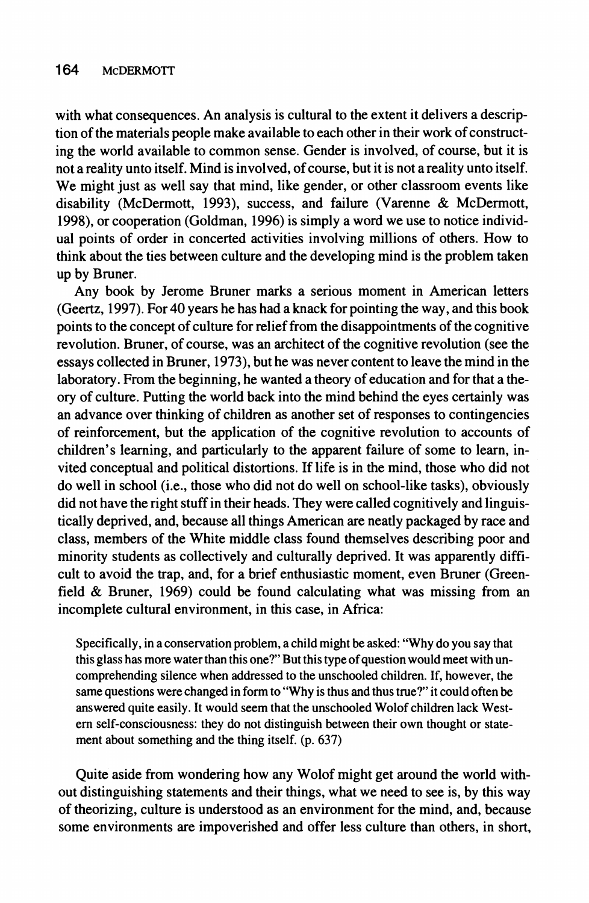with what consequences. An analysis is cultural to the extent it delivers a description of the materials people make available to each other in their work of constructing the world available to common sense. Gender is involved, of course, but it is not a reality unto itself. Mind is involved, of course, but it is not a reality unto itself. We might just as well say that mind, like gender, or other classroom events like disability (McDermott, 1993), success, and failure (Varenne & McDermott, 1998), or cooperation (Goldman, 1996) is simply a word we use to notice individual points of order in concerted activities involving millions of others. How to think about the ties between culture and the developing mind is the problem taken up by Bruner.

Any book by Jerome Bruner marks a serious moment in American letters (Geertz, 1997). For 40 years he has had a knack for pointing the way, and this book points to the concept of culture for relief from the disappointments of the cognitive revolution. Bruner, of course, was an architect of the cognitive revolution (see the essays collected in Bruner, 1973), but he was never content to leave the mind in the laboratory. From the beginning, he wanted a theory of education and for that a theory of culture. Putting the world back into the mind behind the eyes certainly was an advance over thinking of children as another set of responses to contingencies of reinforcement, but the application of the cognitive revolution to accounts of children's learning, and particularly to the apparent failure of some to learn, invited conceptual and political distortions. If life is in the mind, those who did not do well in school (i.e., those who did not do well on school-like tasks), obviously did not have the right stuff in their heads. They were called cognitively and linguistically deprived, and, because all things American are neatly packaged by race and class, members of the White middle class found themselves describing poor and minority students as collectively and culturally deprived. It was apparently difficult to avoid the trap, and, for a brief enthusiastic moment, even Bruner (Greenfield & Bruner, 1969) could be found calculating what was missing from an incomplete cultural environment, in this case, in Africa:

> Specifically, in a conservation problem, a child might be asked: "Why do you say that this glass has more water than this one?" But this type of question would meet with uncomprehending silence when addressed to the unschooled children. If, however, the same questions were changed in form to "Why is thus and thus true?" it could often be answered quite easily. It would seem that the unschooled Wolof children lack Western self-consciousness: they do not distinguish between their own thought or statement about something and the thing itself. (p. 637)

Quite aside from wondering how any Wolof might get around the world without distinguishing statements and their things, what we need to see is, by this way of theorizing, culture is understood as an environment for the mind, and, because some environments are impoverished and offer less culture than others, in short,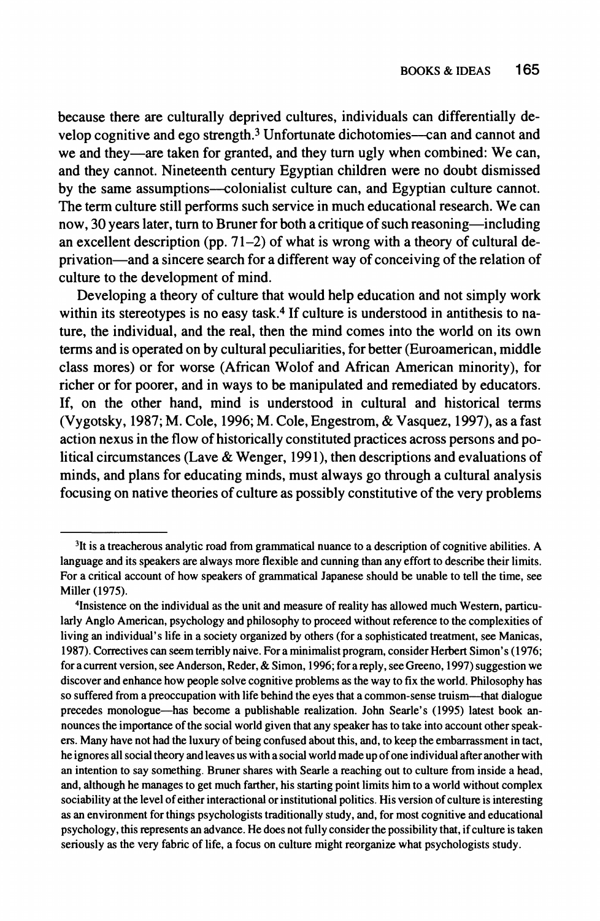because there are culturally deprived cultures, individuals can differentially develop cognitive and ego strength.[3] Unfortunate dichotomies—can and cannot and we and they—are taken for granted, and they turn ugly when combined: We can, and they cannot. Nineteenth century Egyptian children were no doubt dismissed by the same assumptions—colonialist culture can, and Egyptian culture cannot. The term culture still performs such service in much educational research. We can now, 30 years later, turn to Bruner for both a critique of such reasoning—including an excellent description (pp. 71–2) of what is wrong with a theory of cultural deprivation—and a sincere search for a different way of conceiving of the relation of culture to the development of mind.

Developing a theory of culture that would help education and not simply work within its stereotypes is no easy task.[4] If culture is understood in antithesis to nature, the individual, and the real, then the mind comes into the world on its own terms and is operated on by cultural peculiarities, for better (Euroamerican, middle class mores) or for worse (African Wolof and African American minority), for richer or for poorer, and in ways to be manipulated and remediated by educators. If, on the other hand, mind is understood in cultural and historical terms (Vygotsky, 1987; M. Cole, 1996; M. Cole, Engestrom, & Vasquez, 1997), as a fast action nexus in the flow of historically constituted practices across persons and political circumstances (Lave & Wenger, 1991), then descriptions and evaluations of minds, and plans for educating minds, must always go through a cultural analysis focusing on native theories of culture as possibly constitutive of the very problems

---

[3]It is a treacherous analytic road from grammatical nuance to a description of cognitive abilities. A language and its speakers are always more flexible and cunning than any effort to describe their limits. For a critical account of how speakers of grammatical Japanese should be unable to tell the time, see Miller (1975).

[4]Insistence on the individual as the unit and measure of reality has allowed much Western, particularly Anglo American, psychology and philosophy to proceed without reference to the complexities of living an individual's life in a society organized by others (for a sophisticated treatment, see Manicas, 1987). Correctives can seem terribly naive. For a minimalist program, consider Herbert Simon's (1976; for a current version, see Anderson, Reder, & Simon, 1996; for a reply, see Greeno, 1997) suggestion we discover and enhance how people solve cognitive problems as the way to fix the world. Philosophy has so suffered from a preoccupation with life behind the eyes that a common-sense truism—that dialogue precedes monologue—has become a publishable realization. John Searle's (1995) latest book announces the importance of the social world given that any speaker has to take into account other speakers. Many have not had the luxury of being confused about this, and, to keep the embarrassment in tact, he ignores all social theory and leaves us with a social world made up of one individual after another with an intention to say something. Bruner shares with Searle a reaching out to culture from inside a head, and, although he manages to get much farther, his starting point limits him to a world without complex sociability at the level of either interactional or institutional politics. His version of culture is interesting as an environment for things psychologists traditionally study, and, for most cognitive and educational psychology, this represents an advance. He does not fully consider the possibility that, if culture is taken seriously as the very fabric of life, a focus on culture might reorganize what psychologists study.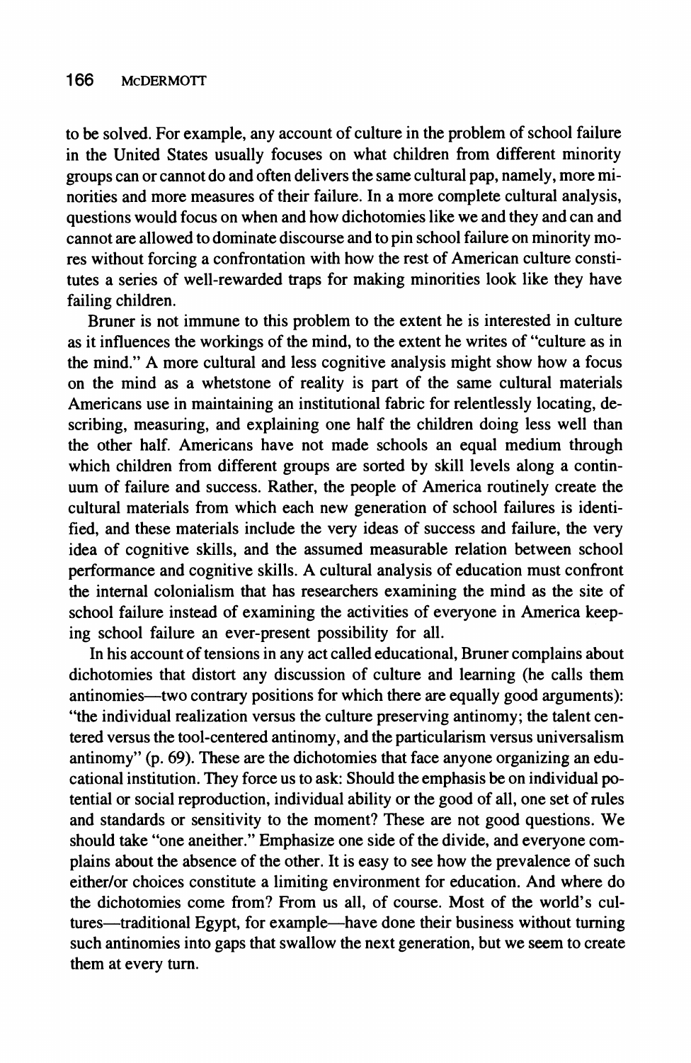to be solved. For example, any account of culture in the problem of school failure in the United States usually focuses on what children from different minority groups can or cannot do and often delivers the same cultural pap, namely, more minorities and more measures of their failure. In a more complete cultural analysis, questions would focus on when and how dichotomies like we and they and can and cannot are allowed to dominate discourse and to pin school failure on minority mores without forcing a confrontation with how the rest of American culture constitutes a series of well-rewarded traps for making minorities look like they have failing children.

Bruner is not immune to this problem to the extent he is interested in culture as it influences the workings of the mind, to the extent he writes of "culture as in the mind." A more cultural and less cognitive analysis might show how a focus on the mind as a whetstone of reality is part of the same cultural materials Americans use in maintaining an institutional fabric for relentlessly locating, describing, measuring, and explaining one half the children doing less well than the other half. Americans have not made schools an equal medium through which children from different groups are sorted by skill levels along a continuum of failure and success. Rather, the people of America routinely create the cultural materials from which each new generation of school failures is identified, and these materials include the very ideas of success and failure, the very idea of cognitive skills, and the assumed measurable relation between school performance and cognitive skills. A cultural analysis of education must confront the internal colonialism that has researchers examining the mind as the site of school failure instead of examining the activities of everyone in America keeping school failure an ever-present possibility for all.

In his account of tensions in any act called educational, Bruner complains about dichotomies that distort any discussion of culture and learning (he calls them antinomies—two contrary positions for which there are equally good arguments): "the individual realization versus the culture preserving antinomy; the talent centered versus the tool-centered antinomy, and the particularism versus universalism antinomy" (p. 69). These are the dichotomies that face anyone organizing an educational institution. They force us to ask: Should the emphasis be on individual potential or social reproduction, individual ability or the good of all, one set of rules and standards or sensitivity to the moment? These are not good questions. We should take "one aneither." Emphasize one side of the divide, and everyone complains about the absence of the other. It is easy to see how the prevalence of such either/or choices constitute a limiting environment for education. And where do the dichotomies come from? From us all, of course. Most of the world's cultures—traditional Egypt, for example—have done their business without turning such antinomies into gaps that swallow the next generation, but we seem to create them at every turn.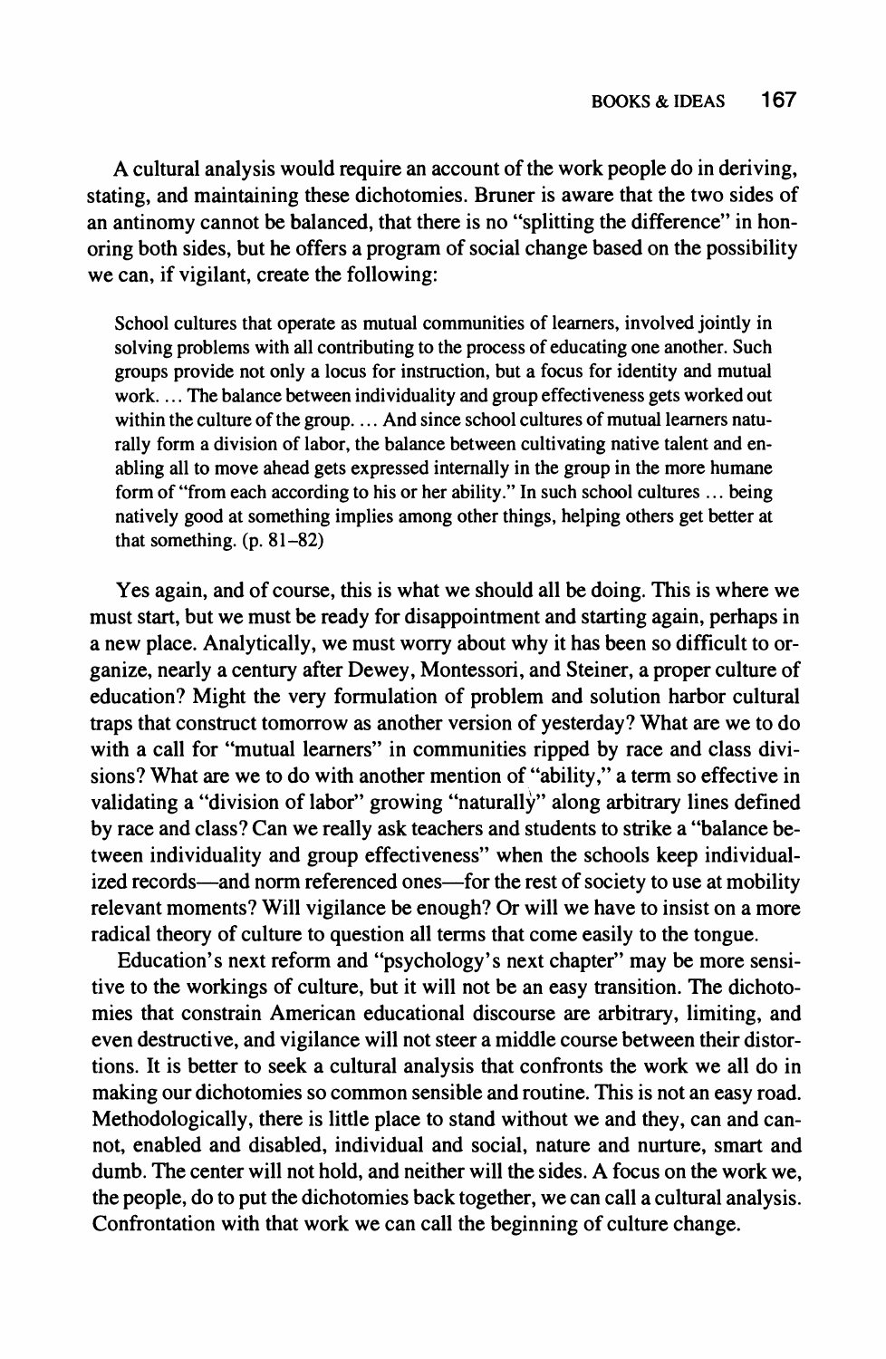A cultural analysis would require an account of the work people do in deriving, stating, and maintaining these dichotomies. Bruner is aware that the two sides of an antinomy cannot be balanced, that there is no "splitting the difference" in honoring both sides, but he offers a program of social change based on the possibility we can, if vigilant, create the following:

> School cultures that operate as mutual communities of learners, involved jointly in solving problems with all contributing to the process of educating one another. Such groups provide not only a locus for instruction, but a focus for identity and mutual work. … The balance between individuality and group effectiveness gets worked out within the culture of the group. … And since school cultures of mutual learners naturally form a division of labor, the balance between cultivating native talent and enabling all to move ahead gets expressed internally in the group in the more humane form of "from each according to his or her ability." In such school cultures … being natively good at something implies among other things, helping others get better at that something. (p. 81–82)

Yes again, and of course, this is what we should all be doing. This is where we must start, but we must be ready for disappointment and starting again, perhaps in a new place. Analytically, we must worry about why it has been so difficult to organize, nearly a century after Dewey, Montessori, and Steiner, a proper culture of education? Might the very formulation of problem and solution harbor cultural traps that construct tomorrow as another version of yesterday? What are we to do with a call for "mutual learners" in communities ripped by race and class divisions? What are we to do with another mention of "ability," a term so effective in validating a "division of labor" growing "naturally" along arbitrary lines defined by race and class? Can we really ask teachers and students to strike a "balance between individuality and group effectiveness" when the schools keep individualized records—and norm referenced ones—for the rest of society to use at mobility relevant moments? Will vigilance be enough? Or will we have to insist on a more radical theory of culture to question all terms that come easily to the tongue.

Education's next reform and "psychology's next chapter" may be more sensitive to the workings of culture, but it will not be an easy transition. The dichotomies that constrain American educational discourse are arbitrary, limiting, and even destructive, and vigilance will not steer a middle course between their distortions. It is better to seek a cultural analysis that confronts the work we all do in making our dichotomies so common sensible and routine. This is not an easy road. Methodologically, there is little place to stand without we and they, can and cannot, enabled and disabled, individual and social, nature and nurture, smart and dumb. The center will not hold, and neither will the sides. A focus on the work we, the people, do to put the dichotomies back together, we can call a cultural analysis. Confrontation with that work we can call the beginning of culture change.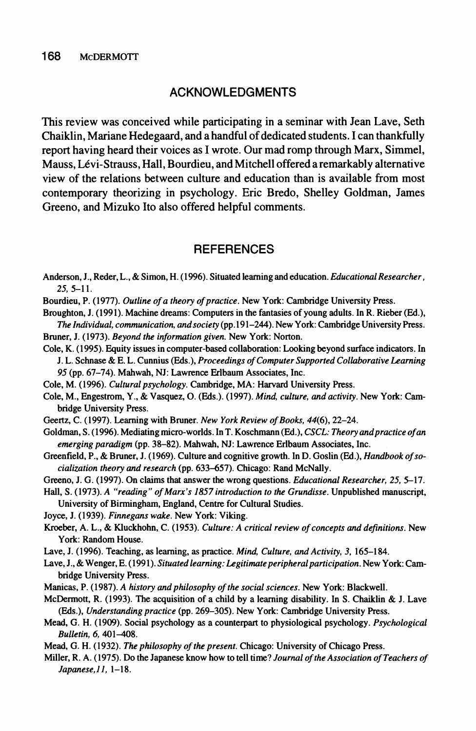## ACKNOWLEDGMENTS

This review was conceived while participating in a seminar with Jean Lave, Seth Chaiklin, Mariane Hedegaard, and a handful of dedicated students. I can thankfully report having heard their voices as I wrote. Our mad romp through Marx, Simmel, Mauss, Lévi-Strauss, Hall, Bourdieu, and Mitchell offered a remarkably alternative view of the relations between culture and education than is available from most contemporary theorizing in psychology. Eric Bredo, Shelley Goldman, James Greeno, and Mizuko Ito also offered helpful comments.

## REFERENCES

Anderson, J., Reder, L., & Simon, H. (1996). Situated learning and education. *Educational Researcher, 25*, 5–11.

Bourdieu, P. (1977). *Outline of a theory of practice*. New York: Cambridge University Press.

Broughton, J. (1991). Machine dreams: Computers in the fantasies of young adults. In R. Rieber (Ed.), *The Individual, communication, and society* (pp.191–244). New York: Cambridge University Press.

Bruner, J. (1973). *Beyond the information given*. New York: Norton.

Cole, K. (1995). Equity issues in computer-based collaboration: Looking beyond surface indicators. In J. L. Schnase & E. L. Cunnius (Eds.), *Proceedings of Computer Supported Collaborative Learning 95* (pp. 67–74). Mahwah, NJ: Lawrence Erlbaum Associates, Inc.

Cole, M. (1996). *Cultural psychology*. Cambridge, MA: Harvard University Press.

Cole, M., Engestrom, Y., & Vasquez, O. (Eds.). (1997). *Mind, culture, and activity*. New York: Cambridge University Press.

Geertz, C. (1997). Learning with Bruner. *New York Review of Books, 44*(6), 22–24.

Goldman, S. (1996). Mediating micro-worlds. In T. Koschmann (Ed.), *CSCL: Theory and practice of an emerging paradigm* (pp. 38–82). Mahwah, NJ: Lawrence Erlbaum Associates, Inc.

Greenfield, P., & Bruner, J. (1969). Culture and cognitive growth. In D. Goslin (Ed.), *Handbook of socialization theory and research* (pp. 633–657). Chicago: Rand McNally.

Greeno, J. G. (1997). On claims that answer the wrong questions. *Educational Researcher, 25*, 5–17.

Hall, S. (1973). *A "reading" of Marx's 1857 introduction to the Grundisse*. Unpublished manuscript, University of Birmingham, England, Centre for Cultural Studies.

Joyce, J. (1939). *Finnegans wake*. New York: Viking.

Kroeber, A. L., & Kluckhohn, C. (1953). *Culture: A critical review of concepts and definitions*. New York: Random House.

Lave, J. (1996). Teaching, as learning, as practice. *Mind, Culture, and Activity, 3*, 165–184.

Lave, J., & Wenger, E. (1991). *Situated learning: Legitimate peripheral participation*. New York: Cambridge University Press.

Manicas, P. (1987). *A history and philosophy of the social sciences*. New York: Blackwell.

McDermott, R. (1993). The acquisition of a child by a learning disability. In S. Chaiklin & J. Lave (Eds.), *Understanding practice* (pp. 269–305). New York: Cambridge University Press.

Mead, G. H. (1909). Social psychology as a counterpart to physiological psychology. *Psychological Bulletin, 6*, 401–408.

Mead, G. H. (1932). *The philosophy of the present*. Chicago: University of Chicago Press.

Miller, R. A. (1975). Do the Japanese know how to tell time? *Journal of the Association of Teachers of Japanese, 11*, 1–18.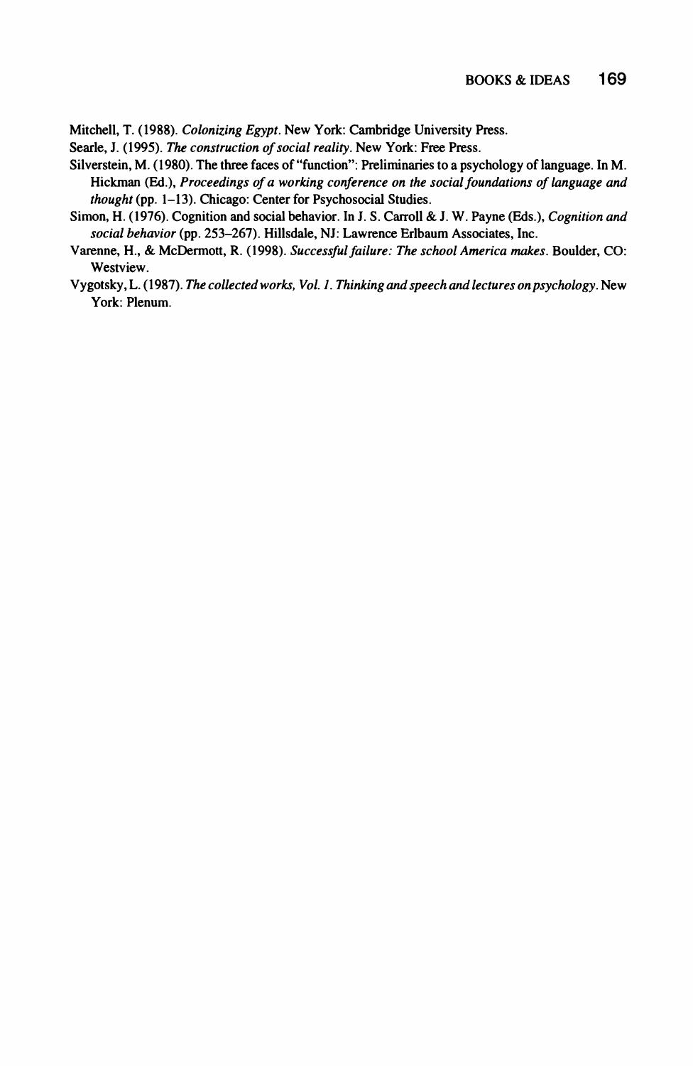Mitchell, T. (1988). *Colonizing Egypt*. New York: Cambridge University Press.

Searle, J. (1995). *The construction of social reality*. New York: Free Press.

Silverstein, M. (1980). The three faces of "function": Preliminaries to a psychology of language. In M. Hickman (Ed.), *Proceedings of a working conference on the social foundations of language and thought* (pp. 1–13). Chicago: Center for Psychosocial Studies.

Simon, H. (1976). Cognition and social behavior. In J. S. Carroll & J. W. Payne (Eds.), *Cognition and social behavior* (pp. 253–267). Hillsdale, NJ: Lawrence Erlbaum Associates, Inc.

Varenne, H., & McDermott, R. (1998). *Successful failure: The school America makes*. Boulder, CO: Westview.

Vygotsky, L. (1987). *The collected works, Vol. 1. Thinking and speech and lectures on psychology*. New York: Plenum.